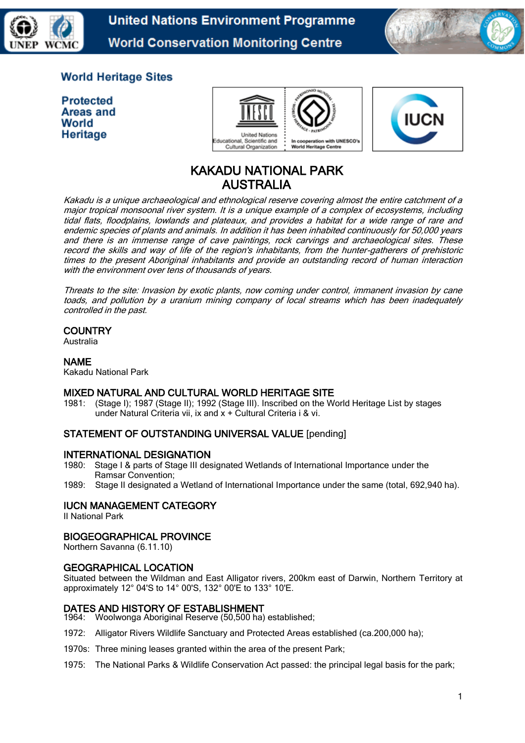United Nations Environment Programme
World Conservation Monitoring Centre

World Heritage Sites

Protected Areas and World Heritage

# KAKADU NATIONAL PARK
# AUSTRALIA

*Kakadu is a unique archaeological and ethnological reserve covering almost the entire catchment of a major tropical monsoonal river system. It is a unique example of a complex of ecosystems, including tidal flats, floodplains, lowlands and plateaux, and provides a habitat for a wide range of rare and endemic species of plants and animals. In addition it has been inhabited continuously for 50,000 years and there is an immense range of cave paintings, rock carvings and archaeological sites. These record the skills and way of life of the region's inhabitants, from the hunter-gatherers of prehistoric times to the present Aboriginal inhabitants and provide an outstanding record of human interaction with the environment over tens of thousands of years.*

*Threats to the site: Invasion by exotic plants, now coming under control, immanent invasion by cane toads, and pollution by a uranium mining company of local streams which has been inadequately controlled in the past.*

## COUNTRY
Australia

## NAME
Kakadu National Park

## MIXED NATURAL AND CULTURAL WORLD HERITAGE SITE
1981: (Stage I); 1987 (Stage II); 1992 (Stage III). Inscribed on the World Heritage List by stages under Natural Criteria vii, ix and x + Cultural Criteria i & vi.

## STATEMENT OF OUTSTANDING UNIVERSAL VALUE [pending]

## INTERNATIONAL DESIGNATION
1980: Stage I & parts of Stage III designated Wetlands of International Importance under the Ramsar Convention;
1989: Stage II designated a Wetland of International Importance under the same (total, 692,940 ha).

## IUCN MANAGEMENT CATEGORY
II National Park

## BIOGEOGRAPHICAL PROVINCE
Northern Savanna (6.11.10)

## GEOGRAPHICAL LOCATION
Situated between the Wildman and East Alligator rivers, 200km east of Darwin, Northern Territory at approximately 12° 04'S to 14° 00'S, 132° 00'E to 133° 10'E.

## DATES AND HISTORY OF ESTABLISHMENT
1964: Woolwonga Aboriginal Reserve (50,500 ha) established;

1972: Alligator Rivers Wildlife Sanctuary and Protected Areas established (ca.200,000 ha);

1970s: Three mining leases granted within the area of the present Park;

1975: The National Parks & Wildlife Conservation Act passed: the principal legal basis for the park;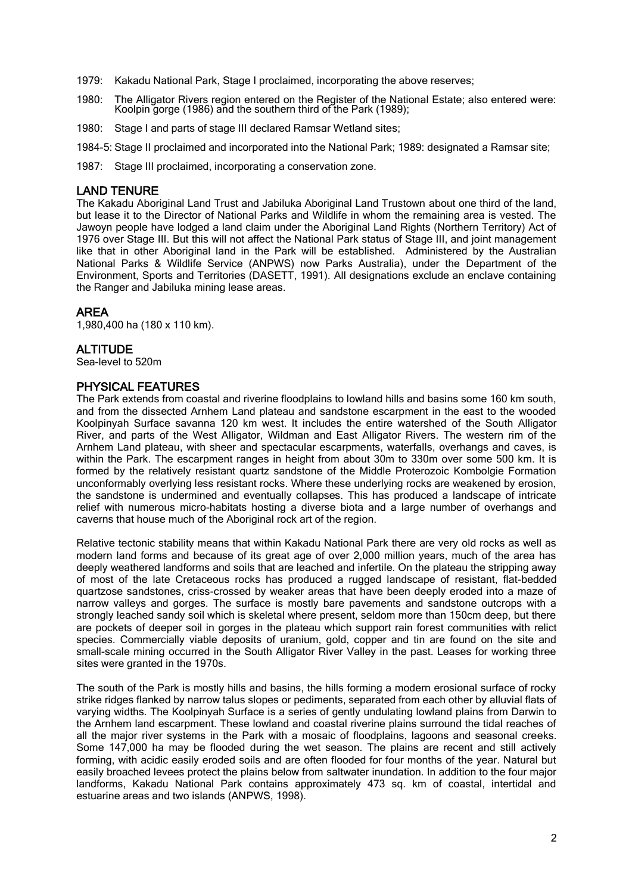1979: Kakadu National Park, Stage I proclaimed, incorporating the above reserves;

1980: The Alligator Rivers region entered on the Register of the National Estate; also entered were: Koolpin gorge (1986) and the southern third of the Park (1989);

1980: Stage I and parts of stage III declared Ramsar Wetland sites;

1984-5: Stage II proclaimed and incorporated into the National Park; 1989: designated a Ramsar site;

1987: Stage III proclaimed, incorporating a conservation zone.

## LAND TENURE

The Kakadu Aboriginal Land Trust and Jabiluka Aboriginal Land Trustown about one third of the land, but lease it to the Director of National Parks and Wildlife in whom the remaining area is vested. The Jawoyn people have lodged a land claim under the Aboriginal Land Rights (Northern Territory) Act of 1976 over Stage III. But this will not affect the National Park status of Stage III, and joint management like that in other Aboriginal land in the Park will be established. Administered by the Australian National Parks & Wildlife Service (ANPWS) now Parks Australia), under the Department of the Environment, Sports and Territories (DASETT, 1991). All designations exclude an enclave containing the Ranger and Jabiluka mining lease areas.

## AREA

1,980,400 ha (180 x 110 km).

## ALTITUDE

Sea-level to 520m

## PHYSICAL FEATURES

The Park extends from coastal and riverine floodplains to lowland hills and basins some 160 km south, and from the dissected Arnhem Land plateau and sandstone escarpment in the east to the wooded Koolpinyah Surface savanna 120 km west. It includes the entire watershed of the South Alligator River, and parts of the West Alligator, Wildman and East Alligator Rivers. The western rim of the Arnhem Land plateau, with sheer and spectacular escarpments, waterfalls, overhangs and caves, is within the Park. The escarpment ranges in height from about 30m to 330m over some 500 km. It is formed by the relatively resistant quartz sandstone of the Middle Proterozoic Kombolgie Formation unconformably overlying less resistant rocks. Where these underlying rocks are weakened by erosion, the sandstone is undermined and eventually collapses. This has produced a landscape of intricate relief with numerous micro-habitats hosting a diverse biota and a large number of overhangs and caverns that house much of the Aboriginal rock art of the region.

Relative tectonic stability means that within Kakadu National Park there are very old rocks as well as modern land forms and because of its great age of over 2,000 million years, much of the area has deeply weathered landforms and soils that are leached and infertile. On the plateau the stripping away of most of the late Cretaceous rocks has produced a rugged landscape of resistant, flat-bedded quartzose sandstones, criss-crossed by weaker areas that have been deeply eroded into a maze of narrow valleys and gorges. The surface is mostly bare pavements and sandstone outcrops with a strongly leached sandy soil which is skeletal where present, seldom more than 150cm deep, but there are pockets of deeper soil in gorges in the plateau which support rain forest communities with relict species. Commercially viable deposits of uranium, gold, copper and tin are found on the site and small-scale mining occurred in the South Alligator River Valley in the past. Leases for working three sites were granted in the 1970s.

The south of the Park is mostly hills and basins, the hills forming a modern erosional surface of rocky strike ridges flanked by narrow talus slopes or pediments, separated from each other by alluvial flats of varying widths. The Koolpinyah Surface is a series of gently undulating lowland plains from Darwin to the Arnhem land escarpment. These lowland and coastal riverine plains surround the tidal reaches of all the major river systems in the Park with a mosaic of floodplains, lagoons and seasonal creeks. Some 147,000 ha may be flooded during the wet season. The plains are recent and still actively forming, with acidic easily eroded soils and are often flooded for four months of the year. Natural but easily broached levees protect the plains below from saltwater inundation. In addition to the four major landforms, Kakadu National Park contains approximately 473 sq. km of coastal, intertidal and estuarine areas and two islands (ANPWS, 1998).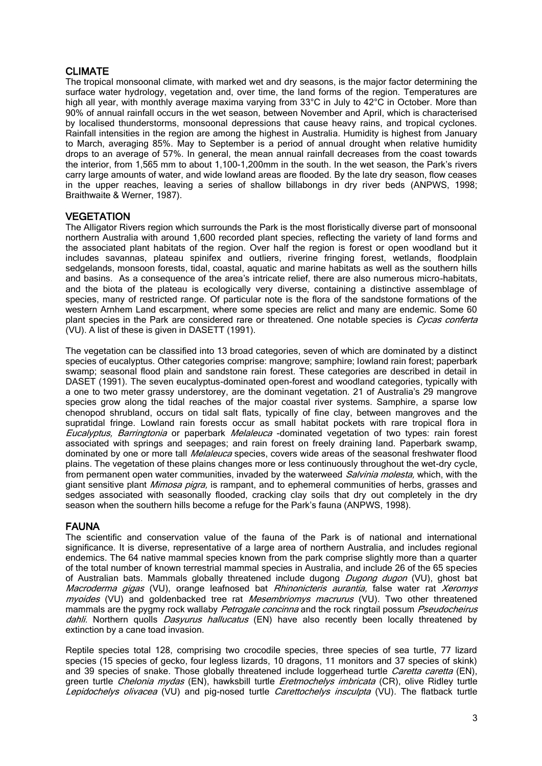## CLIMATE

The tropical monsoonal climate, with marked wet and dry seasons, is the major factor determining the surface water hydrology, vegetation and, over time, the land forms of the region. Temperatures are high all year, with monthly average maxima varying from 33°C in July to 42°C in October. More than 90% of annual rainfall occurs in the wet season, between November and April, which is characterised by localised thunderstorms, monsoonal depressions that cause heavy rains, and tropical cyclones. Rainfall intensities in the region are among the highest in Australia. Humidity is highest from January to March, averaging 85%. May to September is a period of annual drought when relative humidity drops to an average of 57%. In general, the mean annual rainfall decreases from the coast towards the interior, from 1,565 mm to about 1,100-1,200mm in the south. In the wet season, the Park's rivers carry large amounts of water, and wide lowland areas are flooded. By the late dry season, flow ceases in the upper reaches, leaving a series of shallow billabongs in dry river beds (ANPWS, 1998; Braithwaite & Werner, 1987).

## VEGETATION

The Alligator Rivers region which surrounds the Park is the most floristically diverse part of monsoonal northern Australia with around 1,600 recorded plant species, reflecting the variety of land forms and the associated plant habitats of the region. Over half the region is forest or open woodland but it includes savannas, plateau spinifex and outliers, riverine fringing forest, wetlands, floodplain sedgelands, monsoon forests, tidal, coastal, aquatic and marine habitats as well as the southern hills and basins. As a consequence of the area's intricate relief, there are also numerous micro-habitats, and the biota of the plateau is ecologically very diverse, containing a distinctive assemblage of species, many of restricted range. Of particular note is the flora of the sandstone formations of the western Arnhem Land escarpment, where some species are relict and many are endemic. Some 60 plant species in the Park are considered rare or threatened. One notable species is *Cycas conferta* (VU). A list of these is given in DASETT (1991).

The vegetation can be classified into 13 broad categories, seven of which are dominated by a distinct species of eucalyptus. Other categories comprise: mangrove; samphire; lowland rain forest; paperbark swamp; seasonal flood plain and sandstone rain forest. These categories are described in detail in DASET (1991). The seven eucalyptus-dominated open-forest and woodland categories, typically with a one to two meter grassy understorey, are the dominant vegetation. 21 of Australia's 29 mangrove species grow along the tidal reaches of the major coastal river systems. Samphire, a sparse low chenopod shrubland, occurs on tidal salt flats, typically of fine clay, between mangroves and the supratidal fringe. Lowland rain forests occur as small habitat pockets with rare tropical flora in *Eucalyptus, Barringtonia* or paperbark *Melaleuca* -dominated vegetation of two types: rain forest associated with springs and seepages; and rain forest on freely draining land. Paperbark swamp, dominated by one or more tall *Melaleuca* species, covers wide areas of the seasonal freshwater flood plains. The vegetation of these plains changes more or less continuously throughout the wet-dry cycle, from permanent open water communities, invaded by the waterweed *Salvinia molesta,* which, with the giant sensitive plant *Mimosa pigra,* is rampant, and to ephemeral communities of herbs, grasses and sedges associated with seasonally flooded, cracking clay soils that dry out completely in the dry season when the southern hills become a refuge for the Park's fauna (ANPWS, 1998).

## FAUNA

The scientific and conservation value of the fauna of the Park is of national and international significance. It is diverse, representative of a large area of northern Australia, and includes regional endemics. The 64 native mammal species known from the park comprise slightly more than a quarter of the total number of known terrestrial mammal species in Australia, and include 26 of the 65 species of Australian bats. Mammals globally threatened include dugong *Dugong dugon* (VU), ghost bat *Macroderma gigas* (VU), orange leafnosed bat *Rhinonicteris aurantia,* false water rat *Xeromys myoides* (VU) and goldenbacked tree rat *Mesembriomys macrurus* (VU). Two other threatened mammals are the pygmy rock wallaby *Petrogale concinna* and the rock ringtail possum *Pseudocheirus dahli*. Northern quolls *Dasyurus hallucatus* (EN) have also recently been locally threatened by extinction by a cane toad invasion.

Reptile species total 128, comprising two crocodile species, three species of sea turtle, 77 lizard species (15 species of gecko, four legless lizards, 10 dragons, 11 monitors and 37 species of skink) and 39 species of snake. Those globally threatened include loggerhead turtle *Caretta caretta* (EN), green turtle *Chelonia mydas* (EN), hawksbill turtle *Eretmochelys imbricata* (CR), olive Ridley turtle *Lepidochelys olivacea* (VU) and pig-nosed turtle *Carettochelys insculpta* (VU). The flatback turtle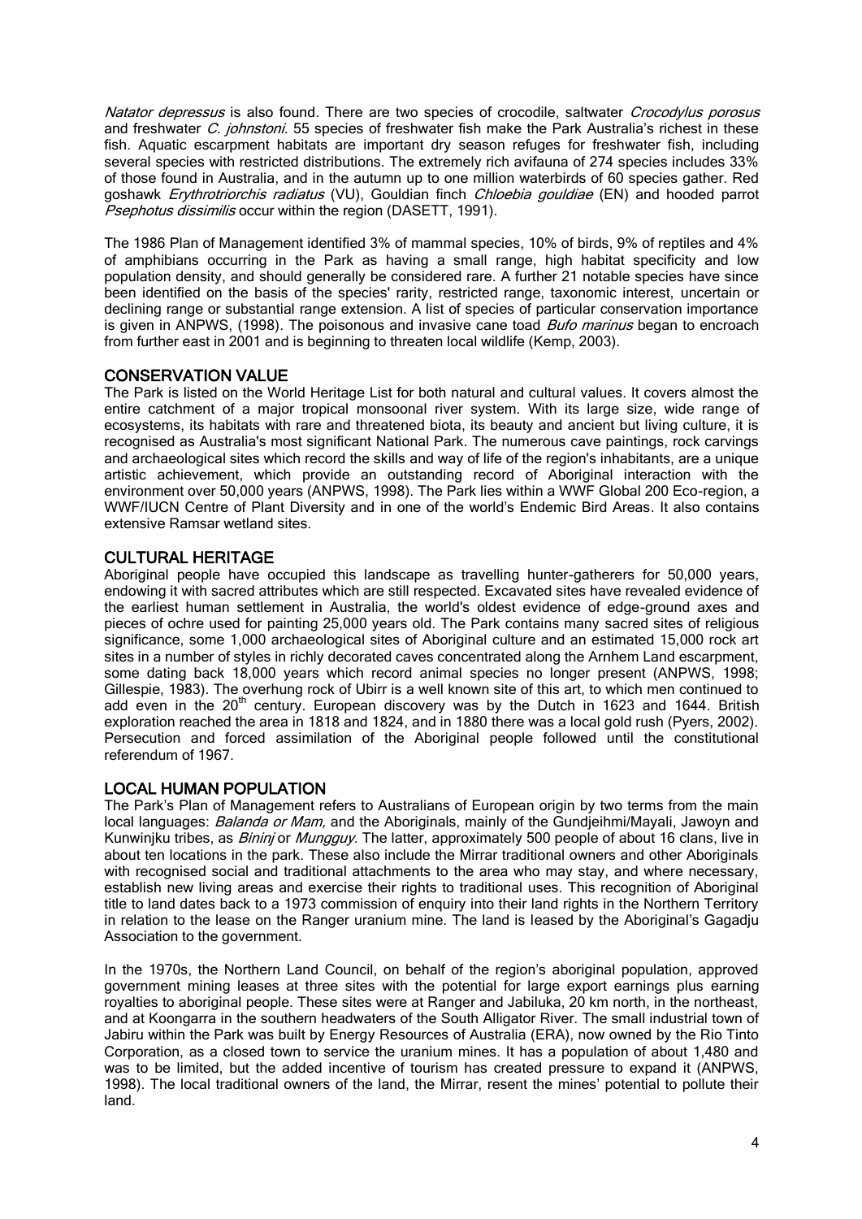*Natator depressus* is also found. There are two species of crocodile, saltwater *Crocodylus porosus* and freshwater *C. johnstoni*. 55 species of freshwater fish make the Park Australia's richest in these fish. Aquatic escarpment habitats are important dry season refuges for freshwater fish, including several species with restricted distributions. The extremely rich avifauna of 274 species includes 33% of those found in Australia, and in the autumn up to one million waterbirds of 60 species gather. Red goshawk *Erythrotriorchis radiatus* (VU), Gouldian finch *Chloebia gouldiae* (EN) and hooded parrot *Psephotus dissimilis* occur within the region (DASETT, 1991).

The 1986 Plan of Management identified 3% of mammal species, 10% of birds, 9% of reptiles and 4% of amphibians occurring in the Park as having a small range, high habitat specificity and low population density, and should generally be considered rare. A further 21 notable species have since been identified on the basis of the species' rarity, restricted range, taxonomic interest, uncertain or declining range or substantial range extension. A list of species of particular conservation importance is given in ANPWS, (1998). The poisonous and invasive cane toad *Bufo marinus* began to encroach from further east in 2001 and is beginning to threaten local wildlife (Kemp, 2003).

## CONSERVATION VALUE

The Park is listed on the World Heritage List for both natural and cultural values. It covers almost the entire catchment of a major tropical monsoonal river system. With its large size, wide range of ecosystems, its habitats with rare and threatened biota, its beauty and ancient but living culture, it is recognised as Australia's most significant National Park. The numerous cave paintings, rock carvings and archaeological sites which record the skills and way of life of the region's inhabitants, are a unique artistic achievement, which provide an outstanding record of Aboriginal interaction with the environment over 50,000 years (ANPWS, 1998). The Park lies within a WWF Global 200 Eco-region, a WWF/IUCN Centre of Plant Diversity and in one of the world's Endemic Bird Areas. It also contains extensive Ramsar wetland sites.

## CULTURAL HERITAGE

Aboriginal people have occupied this landscape as travelling hunter-gatherers for 50,000 years, endowing it with sacred attributes which are still respected. Excavated sites have revealed evidence of the earliest human settlement in Australia, the world's oldest evidence of edge-ground axes and pieces of ochre used for painting 25,000 years old. The Park contains many sacred sites of religious significance, some 1,000 archaeological sites of Aboriginal culture and an estimated 15,000 rock art sites in a number of styles in richly decorated caves concentrated along the Arnhem Land escarpment, some dating back 18,000 years which record animal species no longer present (ANPWS, 1998; Gillespie, 1983). The overhung rock of Ubirr is a well known site of this art, to which men continued to add even in the 20th century. European discovery was by the Dutch in 1623 and 1644. British exploration reached the area in 1818 and 1824, and in 1880 there was a local gold rush (Pyers, 2002). Persecution and forced assimilation of the Aboriginal people followed until the constitutional referendum of 1967.

## LOCAL HUMAN POPULATION

The Park's Plan of Management refers to Australians of European origin by two terms from the main local languages: *Balanda or Mam,* and the Aboriginals, mainly of the Gundjeihmi/Mayali, Jawoyn and Kunwinjku tribes, as *Bininj* or *Mungguy*. The latter, approximately 500 people of about 16 clans, live in about ten locations in the park. These also include the Mirrar traditional owners and other Aboriginals with recognised social and traditional attachments to the area who may stay, and where necessary, establish new living areas and exercise their rights to traditional uses. This recognition of Aboriginal title to land dates back to a 1973 commission of enquiry into their land rights in the Northern Territory in relation to the lease on the Ranger uranium mine. The land is leased by the Aboriginal's Gagadju Association to the government.

In the 1970s, the Northern Land Council, on behalf of the region's aboriginal population, approved government mining leases at three sites with the potential for large export earnings plus earning royalties to aboriginal people. These sites were at Ranger and Jabiluka, 20 km north, in the northeast, and at Koongarra in the southern headwaters of the South Alligator River. The small industrial town of Jabiru within the Park was built by Energy Resources of Australia (ERA), now owned by the Rio Tinto Corporation, as a closed town to service the uranium mines. It has a population of about 1,480 and was to be limited, but the added incentive of tourism has created pressure to expand it (ANPWS, 1998). The local traditional owners of the land, the Mirrar, resent the mines' potential to pollute their land.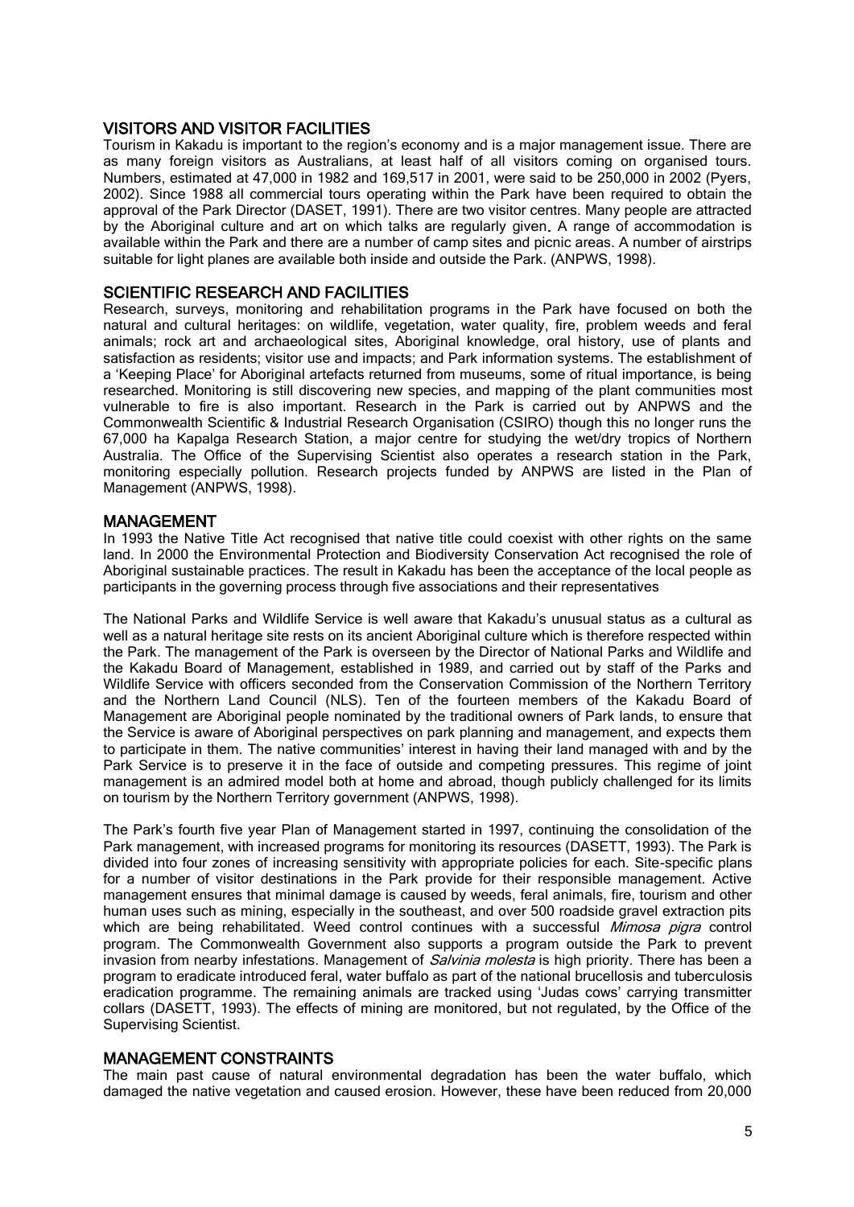## VISITORS AND VISITOR FACILITIES

Tourism in Kakadu is important to the region's economy and is a major management issue. There are as many foreign visitors as Australians, at least half of all visitors coming on organised tours. Numbers, estimated at 47,000 in 1982 and 169,517 in 2001, were said to be 250,000 in 2002 (Pyers, 2002). Since 1988 all commercial tours operating within the Park have been required to obtain the approval of the Park Director (DASET, 1991). There are two visitor centres. Many people are attracted by the Aboriginal culture and art on which talks are regularly given. A range of accommodation is available within the Park and there are a number of camp sites and picnic areas. A number of airstrips suitable for light planes are available both inside and outside the Park. (ANPWS, 1998).

## SCIENTIFIC RESEARCH AND FACILITIES

Research, surveys, monitoring and rehabilitation programs in the Park have focused on both the natural and cultural heritages: on wildlife, vegetation, water quality, fire, problem weeds and feral animals; rock art and archaeological sites, Aboriginal knowledge, oral history, use of plants and satisfaction as residents; visitor use and impacts; and Park information systems. The establishment of a 'Keeping Place' for Aboriginal artefacts returned from museums, some of ritual importance, is being researched. Monitoring is still discovering new species, and mapping of the plant communities most vulnerable to fire is also important. Research in the Park is carried out by ANPWS and the Commonwealth Scientific & Industrial Research Organisation (CSIRO) though this no longer runs the 67,000 ha Kapalga Research Station, a major centre for studying the wet/dry tropics of Northern Australia. The Office of the Supervising Scientist also operates a research station in the Park, monitoring especially pollution. Research projects funded by ANPWS are listed in the Plan of Management (ANPWS, 1998).

## MANAGEMENT

In 1993 the Native Title Act recognised that native title could coexist with other rights on the same land. In 2000 the Environmental Protection and Biodiversity Conservation Act recognised the role of Aboriginal sustainable practices. The result in Kakadu has been the acceptance of the local people as participants in the governing process through five associations and their representatives

The National Parks and Wildlife Service is well aware that Kakadu's unusual status as a cultural as well as a natural heritage site rests on its ancient Aboriginal culture which is therefore respected within the Park. The management of the Park is overseen by the Director of National Parks and Wildlife and the Kakadu Board of Management, established in 1989, and carried out by staff of the Parks and Wildlife Service with officers seconded from the Conservation Commission of the Northern Territory and the Northern Land Council (NLS). Ten of the fourteen members of the Kakadu Board of Management are Aboriginal people nominated by the traditional owners of Park lands, to ensure that the Service is aware of Aboriginal perspectives on park planning and management, and expects them to participate in them. The native communities' interest in having their land managed with and by the Park Service is to preserve it in the face of outside and competing pressures. This regime of joint management is an admired model both at home and abroad, though publicly challenged for its limits on tourism by the Northern Territory government (ANPWS, 1998).

The Park's fourth five year Plan of Management started in 1997, continuing the consolidation of the Park management, with increased programs for monitoring its resources (DASETT, 1993). The Park is divided into four zones of increasing sensitivity with appropriate policies for each. Site-specific plans for a number of visitor destinations in the Park provide for their responsible management. Active management ensures that minimal damage is caused by weeds, feral animals, fire, tourism and other human uses such as mining, especially in the southeast, and over 500 roadside gravel extraction pits which are being rehabilitated. Weed control continues with a successful *Mimosa pigra* control program. The Commonwealth Government also supports a program outside the Park to prevent invasion from nearby infestations. Management of *Salvinia molesta* is high priority. There has been a program to eradicate introduced feral, water buffalo as part of the national brucellosis and tuberculosis eradication programme. The remaining animals are tracked using 'Judas cows' carrying transmitter collars (DASETT, 1993). The effects of mining are monitored, but not regulated, by the Office of the Supervising Scientist.

## MANAGEMENT CONSTRAINTS

The main past cause of natural environmental degradation has been the water buffalo, which damaged the native vegetation and caused erosion. However, these have been reduced from 20,000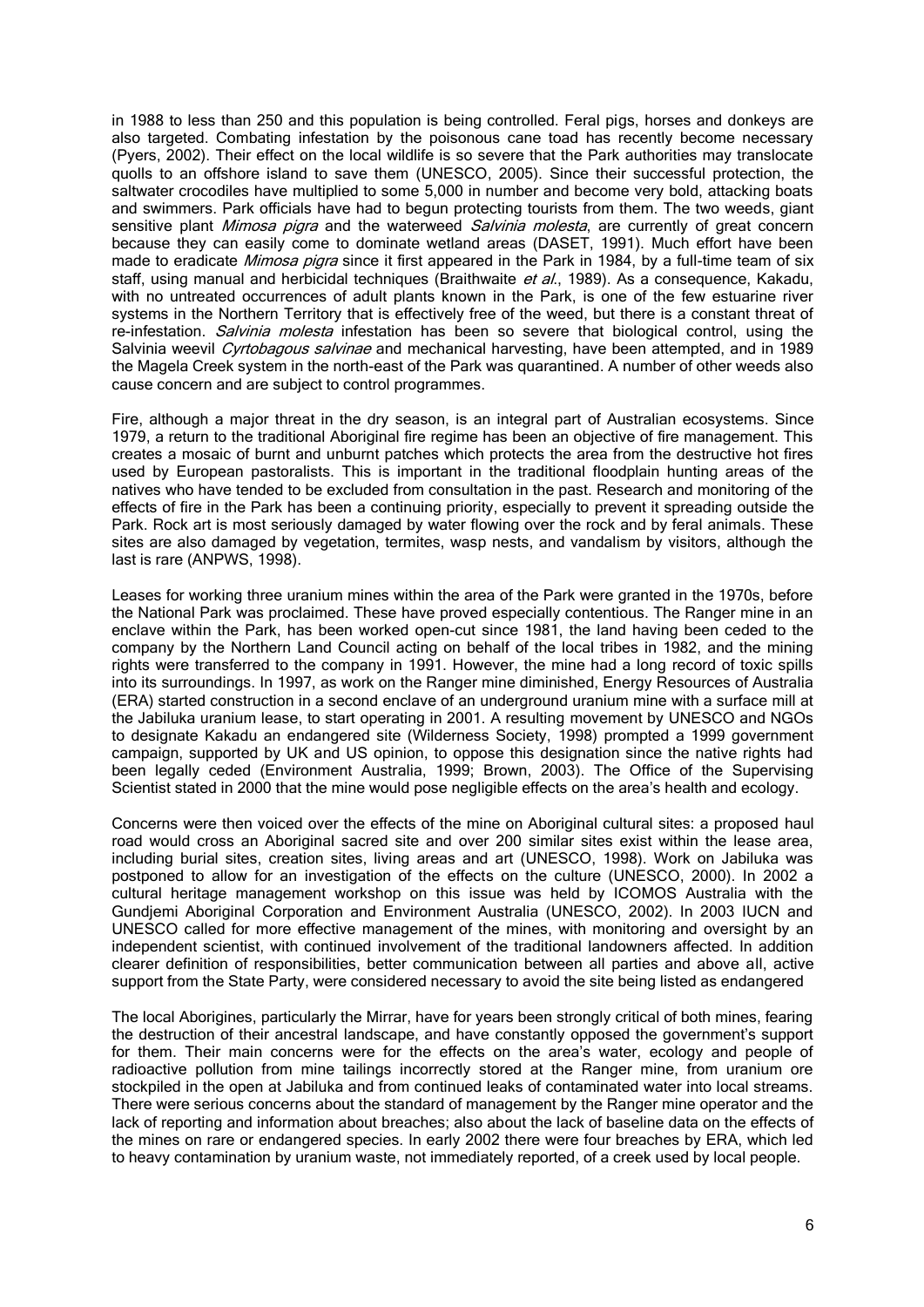in 1988 to less than 250 and this population is being controlled. Feral pigs, horses and donkeys are also targeted. Combating infestation by the poisonous cane toad has recently become necessary (Pyers, 2002). Their effect on the local wildlife is so severe that the Park authorities may translocate quolls to an offshore island to save them (UNESCO, 2005). Since their successful protection, the saltwater crocodiles have multiplied to some 5,000 in number and become very bold, attacking boats and swimmers. Park officials have had to begun protecting tourists from them. The two weeds, giant sensitive plant *Mimosa pigra* and the waterweed *Salvinia molesta*, are currently of great concern because they can easily come to dominate wetland areas (DASET, 1991). Much effort have been made to eradicate *Mimosa pigra* since it first appeared in the Park in 1984, by a full-time team of six staff, using manual and herbicidal techniques (Braithwaite *et al.*, 1989). As a consequence, Kakadu, with no untreated occurrences of adult plants known in the Park, is one of the few estuarine river systems in the Northern Territory that is effectively free of the weed, but there is a constant threat of re-infestation. *Salvinia molesta* infestation has been so severe that biological control, using the Salvinia weevil *Cyrtobagous salvinae* and mechanical harvesting, have been attempted, and in 1989 the Magela Creek system in the north-east of the Park was quarantined. A number of other weeds also cause concern and are subject to control programmes.

Fire, although a major threat in the dry season, is an integral part of Australian ecosystems. Since 1979, a return to the traditional Aboriginal fire regime has been an objective of fire management. This creates a mosaic of burnt and unburnt patches which protects the area from the destructive hot fires used by European pastoralists. This is important in the traditional floodplain hunting areas of the natives who have tended to be excluded from consultation in the past. Research and monitoring of the effects of fire in the Park has been a continuing priority, especially to prevent it spreading outside the Park. Rock art is most seriously damaged by water flowing over the rock and by feral animals. These sites are also damaged by vegetation, termites, wasp nests, and vandalism by visitors, although the last is rare (ANPWS, 1998).

Leases for working three uranium mines within the area of the Park were granted in the 1970s, before the National Park was proclaimed. These have proved especially contentious. The Ranger mine in an enclave within the Park, has been worked open-cut since 1981, the land having been ceded to the company by the Northern Land Council acting on behalf of the local tribes in 1982, and the mining rights were transferred to the company in 1991. However, the mine had a long record of toxic spills into its surroundings. In 1997, as work on the Ranger mine diminished, Energy Resources of Australia (ERA) started construction in a second enclave of an underground uranium mine with a surface mill at the Jabiluka uranium lease, to start operating in 2001. A resulting movement by UNESCO and NGOs to designate Kakadu an endangered site (Wilderness Society, 1998) prompted a 1999 government campaign, supported by UK and US opinion, to oppose this designation since the native rights had been legally ceded (Environment Australia, 1999; Brown, 2003). The Office of the Supervising Scientist stated in 2000 that the mine would pose negligible effects on the area's health and ecology.

Concerns were then voiced over the effects of the mine on Aboriginal cultural sites: a proposed haul road would cross an Aboriginal sacred site and over 200 similar sites exist within the lease area, including burial sites, creation sites, living areas and art (UNESCO, 1998). Work on Jabiluka was postponed to allow for an investigation of the effects on the culture (UNESCO, 2000). In 2002 a cultural heritage management workshop on this issue was held by ICOMOS Australia with the Gundjemi Aboriginal Corporation and Environment Australia (UNESCO, 2002). In 2003 IUCN and UNESCO called for more effective management of the mines, with monitoring and oversight by an independent scientist, with continued involvement of the traditional landowners affected. In addition clearer definition of responsibilities, better communication between all parties and above all, active support from the State Party, were considered necessary to avoid the site being listed as endangered

The local Aborigines, particularly the Mirrar, have for years been strongly critical of both mines, fearing the destruction of their ancestral landscape, and have constantly opposed the government's support for them. Their main concerns were for the effects on the area's water, ecology and people of radioactive pollution from mine tailings incorrectly stored at the Ranger mine, from uranium ore stockpiled in the open at Jabiluka and from continued leaks of contaminated water into local streams. There were serious concerns about the standard of management by the Ranger mine operator and the lack of reporting and information about breaches; also about the lack of baseline data on the effects of the mines on rare or endangered species. In early 2002 there were four breaches by ERA, which led to heavy contamination by uranium waste, not immediately reported, of a creek used by local people.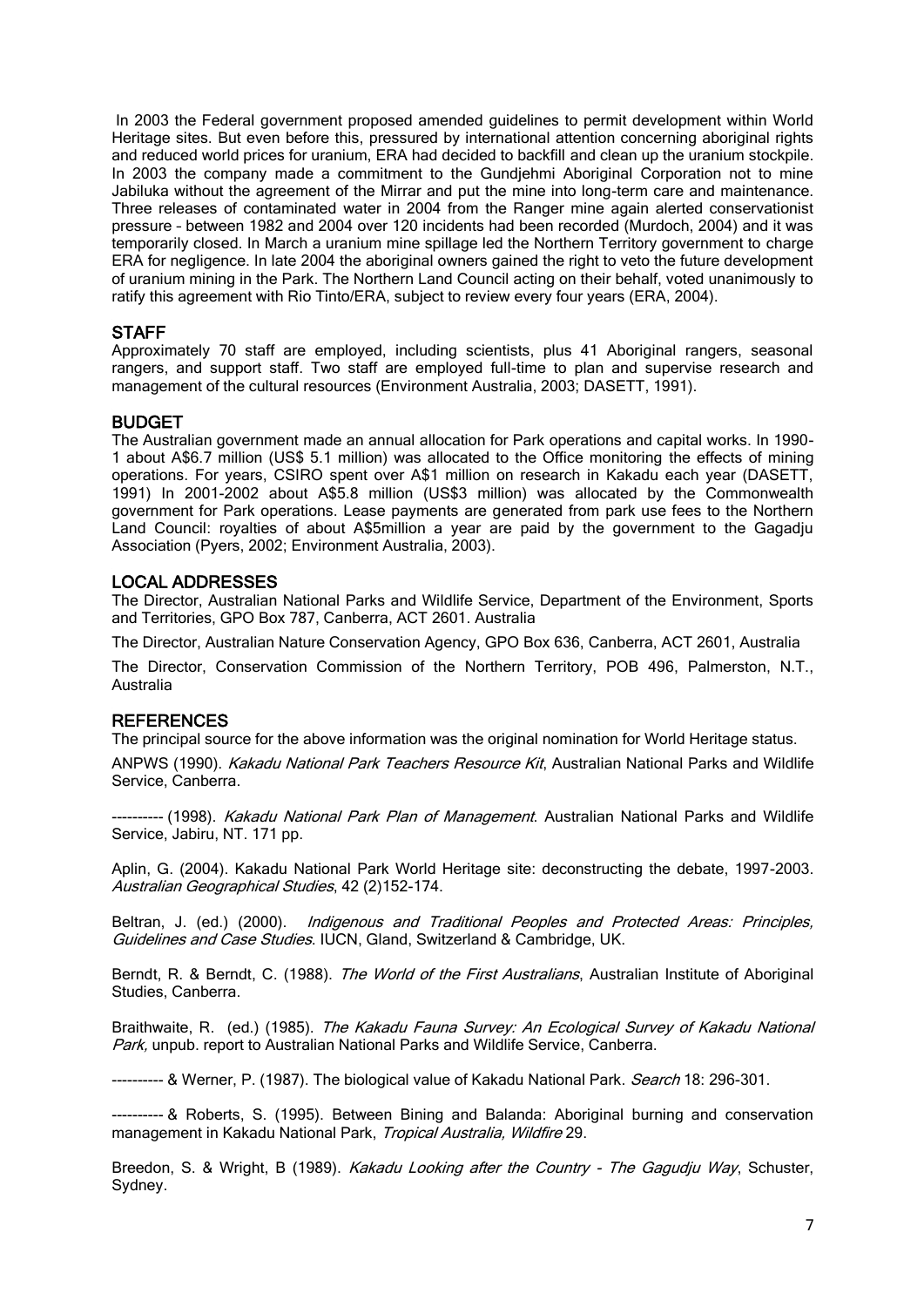In 2003 the Federal government proposed amended guidelines to permit development within World Heritage sites. But even before this, pressured by international attention concerning aboriginal rights and reduced world prices for uranium, ERA had decided to backfill and clean up the uranium stockpile. In 2003 the company made a commitment to the Gundjehmi Aboriginal Corporation not to mine Jabiluka without the agreement of the Mirrar and put the mine into long-term care and maintenance. Three releases of contaminated water in 2004 from the Ranger mine again alerted conservationist pressure – between 1982 and 2004 over 120 incidents had been recorded (Murdoch, 2004) and it was temporarily closed. In March a uranium mine spillage led the Northern Territory government to charge ERA for negligence. In late 2004 the aboriginal owners gained the right to veto the future development of uranium mining in the Park. The Northern Land Council acting on their behalf, voted unanimously to ratify this agreement with Rio Tinto/ERA, subject to review every four years (ERA, 2004).

## STAFF

Approximately 70 staff are employed, including scientists, plus 41 Aboriginal rangers, seasonal rangers, and support staff. Two staff are employed full-time to plan and supervise research and management of the cultural resources (Environment Australia, 2003; DASETT, 1991).

## BUDGET

The Australian government made an annual allocation for Park operations and capital works. In 1990-1 about A$6.7 million (US$ 5.1 million) was allocated to the Office monitoring the effects of mining operations. For years, CSIRO spent over A$1 million on research in Kakadu each year (DASETT, 1991) In 2001-2002 about A$5.8 million (US$3 million) was allocated by the Commonwealth government for Park operations. Lease payments are generated from park use fees to the Northern Land Council: royalties of about A$5million a year are paid by the government to the Gagadju Association (Pyers, 2002; Environment Australia, 2003).

## LOCAL ADDRESSES

The Director, Australian National Parks and Wildlife Service, Department of the Environment, Sports and Territories, GPO Box 787, Canberra, ACT 2601. Australia

The Director, Australian Nature Conservation Agency, GPO Box 636, Canberra, ACT 2601, Australia

The Director, Conservation Commission of the Northern Territory, POB 496, Palmerston, N.T., Australia

## REFERENCES

The principal source for the above information was the original nomination for World Heritage status.

ANPWS (1990). *Kakadu National Park Teachers Resource Kit*, Australian National Parks and Wildlife Service, Canberra.

---------- (1998). *Kakadu National Park Plan of Management*. Australian National Parks and Wildlife Service, Jabiru, NT. 171 pp.

Aplin, G. (2004). Kakadu National Park World Heritage site: deconstructing the debate, 1997-2003. *Australian Geographical Studies*, 42 (2)152-174.

Beltran, J. (ed.) (2000). *Indigenous and Traditional Peoples and Protected Areas: Principles, Guidelines and Case Studies*. IUCN, Gland, Switzerland & Cambridge, UK.

Berndt, R. & Berndt, C. (1988). *The World of the First Australians*, Australian Institute of Aboriginal Studies, Canberra.

Braithwaite, R. (ed.) (1985). *The Kakadu Fauna Survey: An Ecological Survey of Kakadu National Park,* unpub. report to Australian National Parks and Wildlife Service, Canberra.

---------- & Werner, P. (1987). The biological value of Kakadu National Park. *Search* 18: 296-301.

---------- & Roberts, S. (1995). Between Bining and Balanda: Aboriginal burning and conservation management in Kakadu National Park, *Tropical Australia, Wildfire* 29.

Breedon, S. & Wright, B (1989). *Kakadu Looking after the Country - The Gagudju Way*, Schuster, Sydney.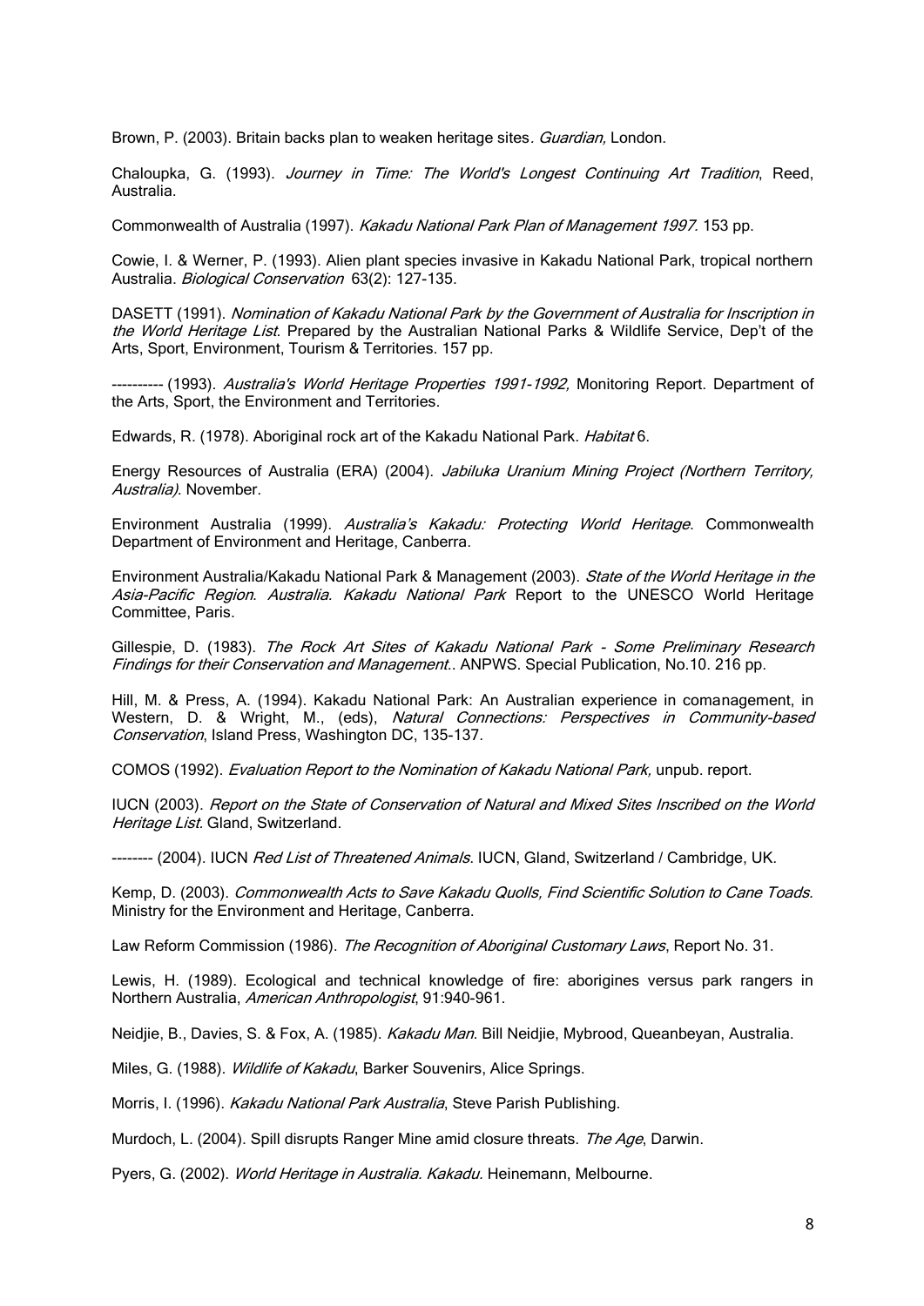Brown, P. (2003). Britain backs plan to weaken heritage sites. *Guardian,* London.

Chaloupka, G. (1993). *Journey in Time: The World's Longest Continuing Art Tradition*, Reed, Australia.

Commonwealth of Australia (1997). *Kakadu National Park Plan of Management 1997.* 153 pp.

Cowie, I. & Werner, P. (1993). Alien plant species invasive in Kakadu National Park, tropical northern Australia. *Biological Conservation* 63(2): 127-135.

DASETT (1991). *Nomination of Kakadu National Park by the Government of Australia for Inscription in the World Heritage List*. Prepared by the Australian National Parks & Wildlife Service, Dep't of the Arts, Sport, Environment, Tourism & Territories. 157 pp.

---------- (1993). *Australia's World Heritage Properties 1991-1992,* Monitoring Report. Department of the Arts, Sport, the Environment and Territories.

Edwards, R. (1978). Aboriginal rock art of the Kakadu National Park. *Habitat* 6.

Energy Resources of Australia (ERA) (2004). *Jabiluka Uranium Mining Project (Northern Territory, Australia)*. November.

Environment Australia (1999). *Australia's Kakadu: Protecting World Heritage*. Commonwealth Department of Environment and Heritage, Canberra.

Environment Australia/Kakadu National Park & Management (2003). *State of the World Heritage in the Asia-Pacific Region. Australia. Kakadu National Park* Report to the UNESCO World Heritage Committee, Paris.

Gillespie, D. (1983). *The Rock Art Sites of Kakadu National Park - Some Preliminary Research Findings for their Conservation and Management.*. ANPWS. Special Publication, No.10. 216 pp.

Hill, M. & Press, A. (1994). Kakadu National Park: An Australian experience in comanagement, in Western, D. & Wright, M., (eds), *Natural Connections: Perspectives in Community-based Conservation*, Island Press, Washington DC, 135-137.

COMOS (1992). *Evaluation Report to the Nomination of Kakadu National Park,* unpub. report.

IUCN (2003). *Report on the State of Conservation of Natural and Mixed Sites Inscribed on the World Heritage List*. Gland, Switzerland.

-------- (2004). IUCN *Red List of Threatened Animals*. IUCN, Gland, Switzerland / Cambridge, UK.

Kemp, D. (2003). *Commonwealth Acts to Save Kakadu Quolls, Find Scientific Solution to Cane Toads.* Ministry for the Environment and Heritage, Canberra.

Law Reform Commission (1986). *The Recognition of Aboriginal Customary Laws*, Report No. 31.

Lewis, H. (1989). Ecological and technical knowledge of fire: aborigines versus park rangers in Northern Australia, *American Anthropologist*, 91:940-961.

Neidjie, B., Davies, S. & Fox, A. (1985). *Kakadu Man*. Bill Neidjie, Mybrood, Queanbeyan, Australia.

Miles, G. (1988). *Wildlife of Kakadu*, Barker Souvenirs, Alice Springs.

Morris, I. (1996). *Kakadu National Park Australia*, Steve Parish Publishing.

Murdoch, L. (2004). Spill disrupts Ranger Mine amid closure threats. *The Age*, Darwin.

Pyers, G. (2002). *World Heritage in Australia. Kakadu.* Heinemann, Melbourne.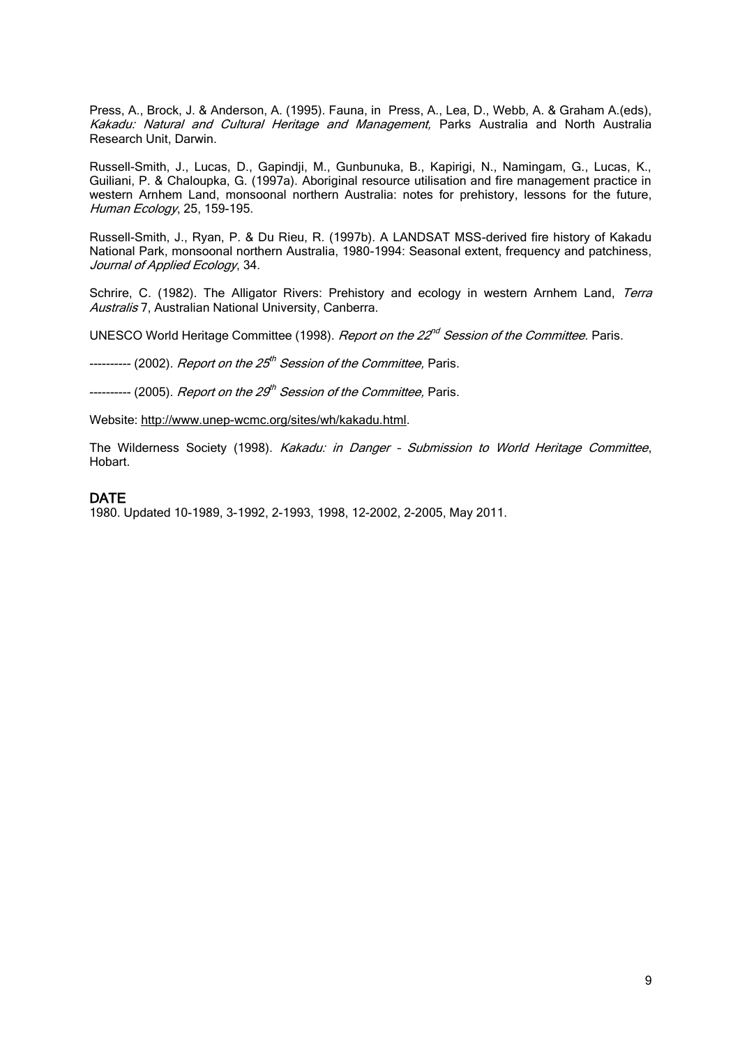Press, A., Brock, J. & Anderson, A. (1995). Fauna, in Press, A., Lea, D., Webb, A. & Graham A.(eds), *Kakadu: Natural and Cultural Heritage and Management,* Parks Australia and North Australia Research Unit, Darwin.

Russell-Smith, J., Lucas, D., Gapindji, M., Gunbunuka, B., Kapirigi, N., Namingam, G., Lucas, K., Guiliani, P. & Chaloupka, G. (1997a). Aboriginal resource utilisation and fire management practice in western Arnhem Land, monsoonal northern Australia: notes for prehistory, lessons for the future, *Human Ecology*, 25, 159-195.

Russell-Smith, J., Ryan, P. & Du Rieu, R. (1997b). A LANDSAT MSS-derived fire history of Kakadu National Park, monsoonal northern Australia, 1980-1994: Seasonal extent, frequency and patchiness, *Journal of Applied Ecology*, 34.

Schrire, C. (1982). The Alligator Rivers: Prehistory and ecology in western Arnhem Land, *Terra Australis* 7, Australian National University, Canberra.

UNESCO World Heritage Committee (1998). *Report on the 22nd Session of the Committee*. Paris.

---------- (2002). *Report on the 25th Session of the Committee,* Paris.

---------- (2005). *Report on the 29th Session of the Committee,* Paris.

Website: http://www.unep-wcmc.org/sites/wh/kakadu.html.

The Wilderness Society (1998). *Kakadu: in Danger – Submission to World Heritage Committee*, Hobart.

## DATE

1980. Updated 10-1989, 3-1992, 2-1993, 1998, 12-2002, 2-2005, May 2011.